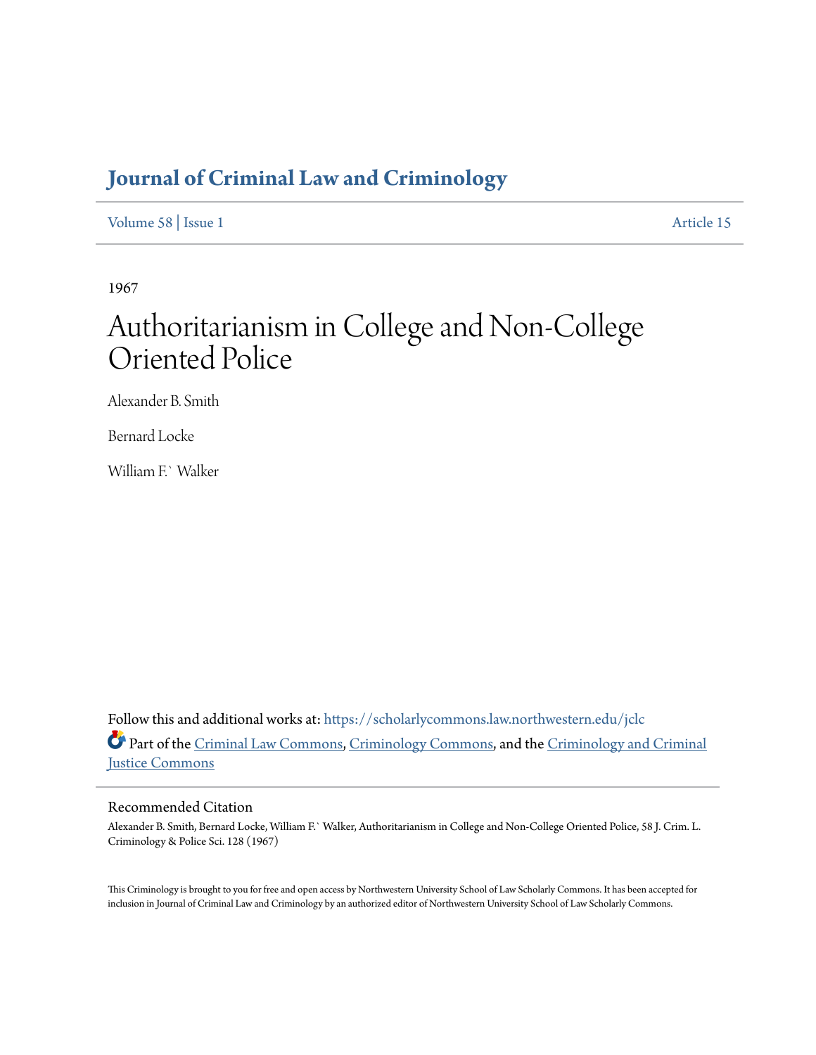# Journal of Criminal Law and Criminology

Volume 58 | Issue 1 Article 15

1967

# Authoritarianism in College and Non-College Oriented Police

Alexander B. Smith

Bernard Locke

William F.` Walker

Follow this and additional works at: https://scholarlycommons.law.northwestern.edu/jclc

Part of the Criminal Law Commons, Criminology Commons, and the Criminology and Criminal Justice Commons

## Recommended Citation

Alexander B. Smith, Bernard Locke, William F.` Walker, Authoritarianism in College and Non-College Oriented Police, 58 J. Crim. L. Criminology & Police Sci. 128 (1967)

This Criminology is brought to you for free and open access by Northwestern University School of Law Scholarly Commons. It has been accepted for inclusion in Journal of Criminal Law and Criminology by an authorized editor of Northwestern University School of Law Scholarly Commons.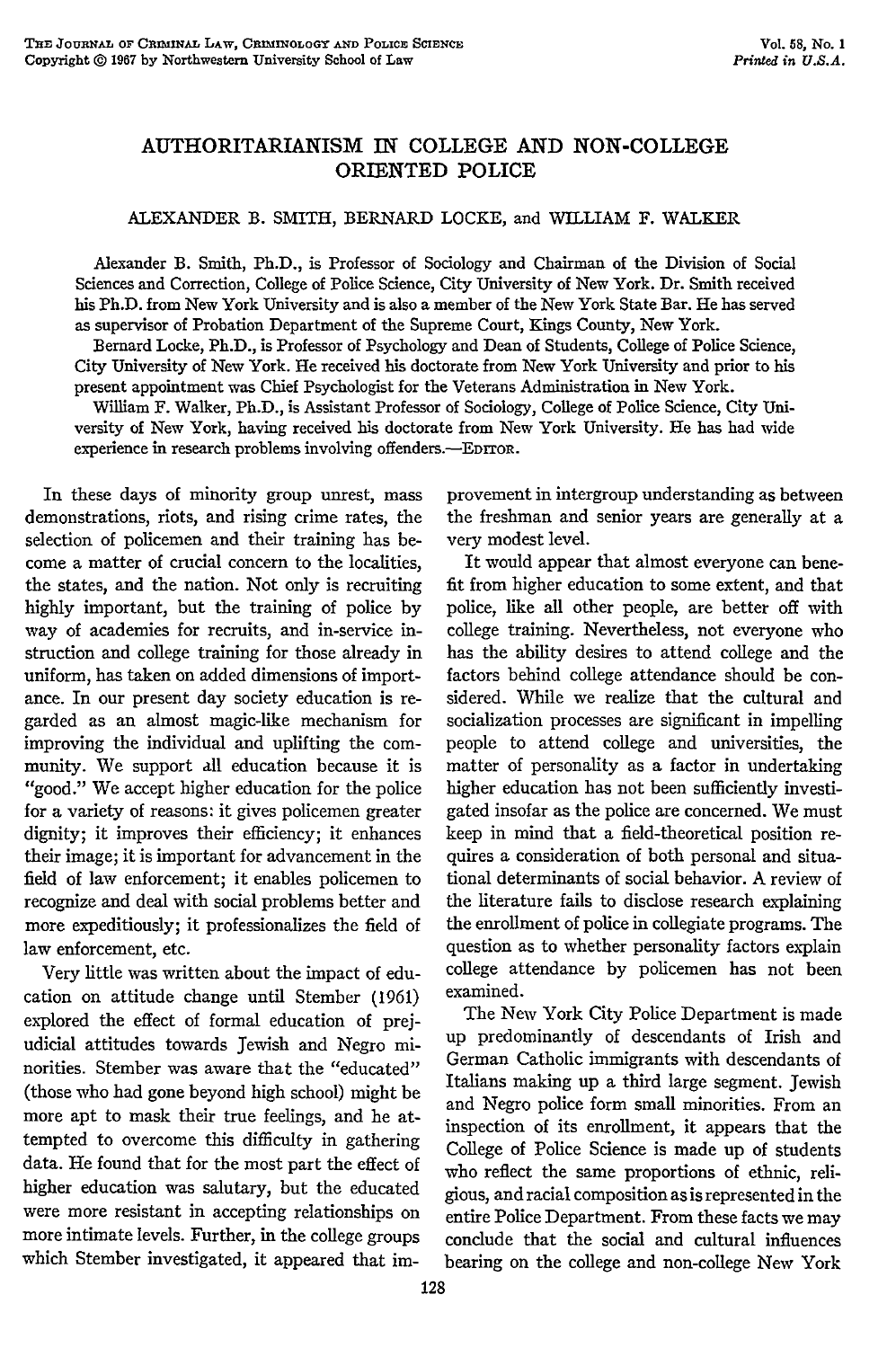# AUTHORITARIANISM IN COLLEGE AND NON-COLLEGE ORIENTED POLICE

ALEXANDER B. SMITH, BERNARD LOCKE, and WILLIAM F. WALKER

Alexander B. Smith, Ph.D., is Professor of Sociology and Chairman of the Division of Social Sciences and Correction, College of Police Science, City University of New York. Dr. Smith received his Ph.D. from New York University and is also a member of the New York State Bar. He has served as supervisor of Probation Department of the Supreme Court, Kings County, New York.

Bernard Locke, Ph.D., is Professor of Psychology and Dean of Students, College of Police Science, City University of New York. He received his doctorate from New York University and prior to his present appointment was Chief Psychologist for the Veterans Administration in New York.

William F. Walker, Ph.D., is Assistant Professor of Sociology, College of Police Science, City University of New York, having received his doctorate from New York University. He has had wide experience in research problems involving offenders.—EDITOR.

In these days of minority group unrest, mass demonstrations, riots, and rising crime rates, the selection of policemen and their training has become a matter of crucial concern to the localities, the states, and the nation. Not only is recruiting highly important, but the training of police by way of academies for recruits, and in-service instruction and college training for those already in uniform, has taken on added dimensions of importance. In our present day society education is regarded as an almost magic-like mechanism for improving the individual and uplifting the community. We support all education because it is "good." We accept higher education for the police for a variety of reasons: it gives policemen greater dignity; it improves their efficiency; it enhances their image; it is important for advancement in the field of law enforcement; it enables policemen to recognize and deal with social problems better and more expeditiously; it professionalizes the field of law enforcement, etc.

Very little was written about the impact of education on attitude change until Stember (1961) explored the effect of formal education of prejudicial attitudes towards Jewish and Negro minorities. Stember was aware that the "educated" (those who had gone beyond high school) might be more apt to mask their true feelings, and he attempted to overcome this difficulty in gathering data. He found that for the most part the effect of higher education was salutary, but the educated were more resistant in accepting relationships on more intimate levels. Further, in the college groups which Stember investigated, it appeared that improvement in intergroup understanding as between the freshman and senior years are generally at a very modest level.

It would appear that almost everyone can benefit from higher education to some extent, and that police, like all other people, are better off with college training. Nevertheless, not everyone who has the ability desires to attend college and the factors behind college attendance should be considered. While we realize that the cultural and socialization processes are significant in impelling people to attend college and universities, the matter of personality as a factor in undertaking higher education has not been sufficiently investigated insofar as the police are concerned. We must keep in mind that a field-theoretical position requires a consideration of both personal and situational determinants of social behavior. A review of the literature fails to disclose research explaining the enrollment of police in collegiate programs. The question as to whether personality factors explain college attendance by policemen has not been examined.

The New York City Police Department is made up predominantly of descendants of Irish and German Catholic immigrants with descendants of Italians making up a third large segment. Jewish and Negro police form small minorities. From an inspection of its enrollment, it appears that the College of Police Science is made up of students who reflect the same proportions of ethnic, religious, and racial composition as is represented in the entire Police Department. From these facts we may conclude that the social and cultural influences bearing on the college and non-college New York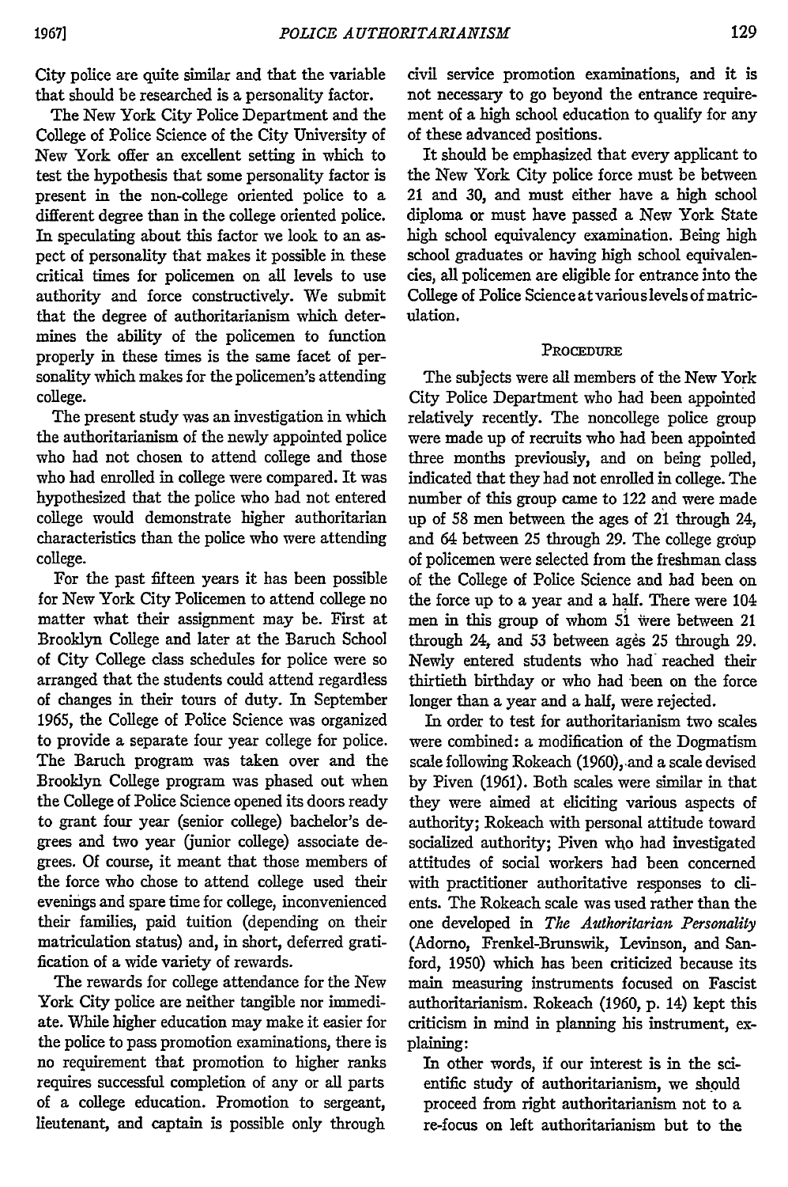City police are quite similar and that the variable that should be researched is a personality factor.

The New York City Police Department and the College of Police Science of the City University of New York offer an excellent setting in which to test the hypothesis that some personality factor is present in the non-college oriented police to a different degree than in the college oriented police. In speculating about this factor we look to an aspect of personality that makes it possible in these critical times for policemen on all levels to use authority and force constructively. We submit that the degree of authoritarianism which determines the ability of the policemen to function properly in these times is the same facet of personality which makes for the policemen's attending college.

The present study was an investigation in which the authoritarianism of the newly appointed police who had not chosen to attend college and those who had enrolled in college were compared. It was hypothesized that the police who had not entered college would demonstrate higher authoritarian characteristics than the police who were attending college.

For the past fifteen years it has been possible for New York City Policemen to attend college no matter what their assignment may be. First at Brooklyn College and later at the Baruch School of City College class schedules for police were so arranged that the students could attend regardless of changes in their tours of duty. In September 1965, the College of Police Science was organized to provide a separate four year college for police. The Baruch program was taken over and the Brooklyn College program was phased out when the College of Police Science opened its doors ready to grant four year (senior college) bachelor's degrees and two year (junior college) associate degrees. Of course, it meant that those members of the force who chose to attend college used their evenings and spare time for college, inconvenienced their families, paid tuition (depending on their matriculation status) and, in short, deferred gratification of a wide variety of rewards.

The rewards for college attendance for the New York City police are neither tangible nor immediate. While higher education may make it easier for the police to pass promotion examinations, there is no requirement that promotion to higher ranks requires successful completion of any or all parts of a college education. Promotion to sergeant, lieutenant, and captain is possible only through civil service promotion examinations, and it is not necessary to go beyond the entrance requirement of a high school education to qualify for any of these advanced positions.

It should be emphasized that every applicant to the New York City police force must be between 21 and 30, and must either have a high school diploma or must have passed a New York State high school equivalency examination. Being high school graduates or having high school equivalencies, all policemen are eligible for entrance into the College of Police Science at various levels of matriculation.

## Procedure

The subjects were all members of the New York City Police Department who had been appointed relatively recently. The noncollege police group were made up of recruits who had been appointed three months previously, and on being polled, indicated that they had not enrolled in college. The number of this group came to 122 and were made up of 58 men between the ages of 21 through 24, and 64 between 25 through 29. The college group of policemen were selected from the freshman class of the College of Police Science and had been on the force up to a year and a half. There were 104 men in this group of whom 51 were between 21 through 24, and 53 between ages 25 through 29. Newly entered students who had reached their thirtieth birthday or who had been on the force longer than a year and a half, were rejected.

In order to test for authoritarianism two scales were combined: a modification of the Dogmatism scale following Rokeach (1960), and a scale devised by Piven (1961). Both scales were similar in that they were aimed at eliciting various aspects of authority; Rokeach with personal attitude toward socialized authority; Piven who had investigated attitudes of social workers had been concerned with practitioner authoritative responses to clients. The Rokeach scale was used rather than the one developed in *The Authoritarian Personality* (Adorno, Frenkel-Brunswik, Levinson, and Sanford, 1950) which has been criticized because its main measuring instruments focused on Fascist authoritarianism. Rokeach (1960, p. 14) kept this criticism in mind in planning his instrument, explaining:

> In other words, if our interest is in the scientific study of authoritarianism, we should proceed from right authoritarianism not to a re-focus on left authoritarianism but to the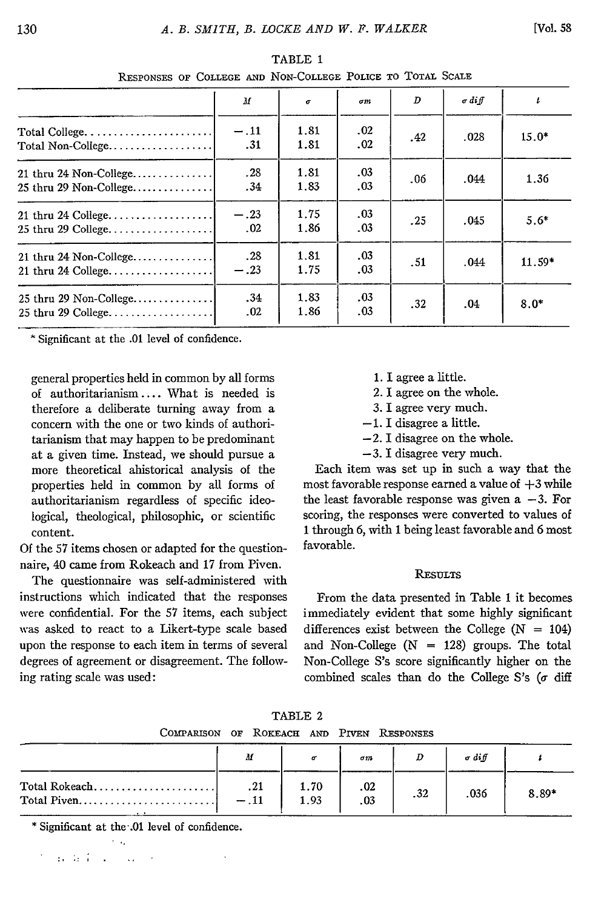TABLE 1

RESPONSES OF COLLEGE AND NON-COLLEGE POLICE TO TOTAL SCALE

| | $M$ | $\sigma$ | $\sigma m$ | $D$ | $\sigma$ *diff* | $t$ |
|---|---|---|---|---|---|---|
| Total College | −.11 | 1.81 | .02 | .42 | .028 | 15.0* |
| Total Non-College | .31 | 1.81 | .02 | | | |
| 21 thru 24 Non-College | .28 | 1.81 | .03 | .06 | .044 | 1.36 |
| 25 thru 29 Non-College | .34 | 1.83 | .03 | | | |
| 21 thru 24 College | −.23 | 1.75 | .03 | .25 | .045 | 5.6* |
| 25 thru 29 College | .02 | 1.86 | .03 | | | |
| 21 thru 24 Non-College | .28 | 1.81 | .03 | .51 | .044 | 11.59* |
| 21 thru 24 College | −.23 | 1.75 | .03 | | | |
| 25 thru 29 Non-College | .34 | 1.83 | .03 | .32 | .04 | 8.0* |
| 25 thru 29 College | .02 | 1.86 | .03 | | | |

\* Significant at the .01 level of confidence.

general properties held in common by all forms of authoritarianism.... What is needed is therefore a deliberate turning away from a concern with the one or two kinds of authoritarianism that may happen to be predominant at a given time. Instead, we should pursue a more theoretical ahistorical analysis of the properties held in common by all forms of authoritarianism regardless of specific ideological, theological, philosophic, or scientific content.

Of the 57 items chosen or adapted for the questionnaire, 40 came from Rokeach and 17 from Piven.

The questionnaire was self-administered with instructions which indicated that the responses were confidential. For the 57 items, each subject was asked to react to a Likert-type scale based upon the response to each item in terms of several degrees of agreement or disagreement. The following rating scale was used:

1. I agree a little.
2. I agree on the whole.
3. I agree very much.

−1. I disagree a little.
−2. I disagree on the whole.
−3. I disagree very much.

Each item was set up in such a way that the most favorable response earned a value of +3 while the least favorable response was given a −3. For scoring, the responses were converted to values of 1 through 6, with 1 being least favorable and 6 most favorable.

## RESULTS

From the data presented in Table 1 it becomes immediately evident that some highly significant differences exist between the College (N = 104) and Non-College (N = 128) groups. The total Non-College S's score significantly higher on the combined scales than do the College S's ($\sigma$ diff

TABLE 2

COMPARISON OF ROKEACH AND PIVEN RESPONSES

| | $M$ | $\sigma$ | $\sigma m$ | $D$ | $\sigma$ *diff* | $t$ |
|---|---|---|---|---|---|---|
| Total Rokeach | .21 | 1.70 | .02 | .32 | .036 | 8.89* |
| Total Piven | −.11 | 1.93 | .03 | | | |

\* Significant at the .01 level of confidence.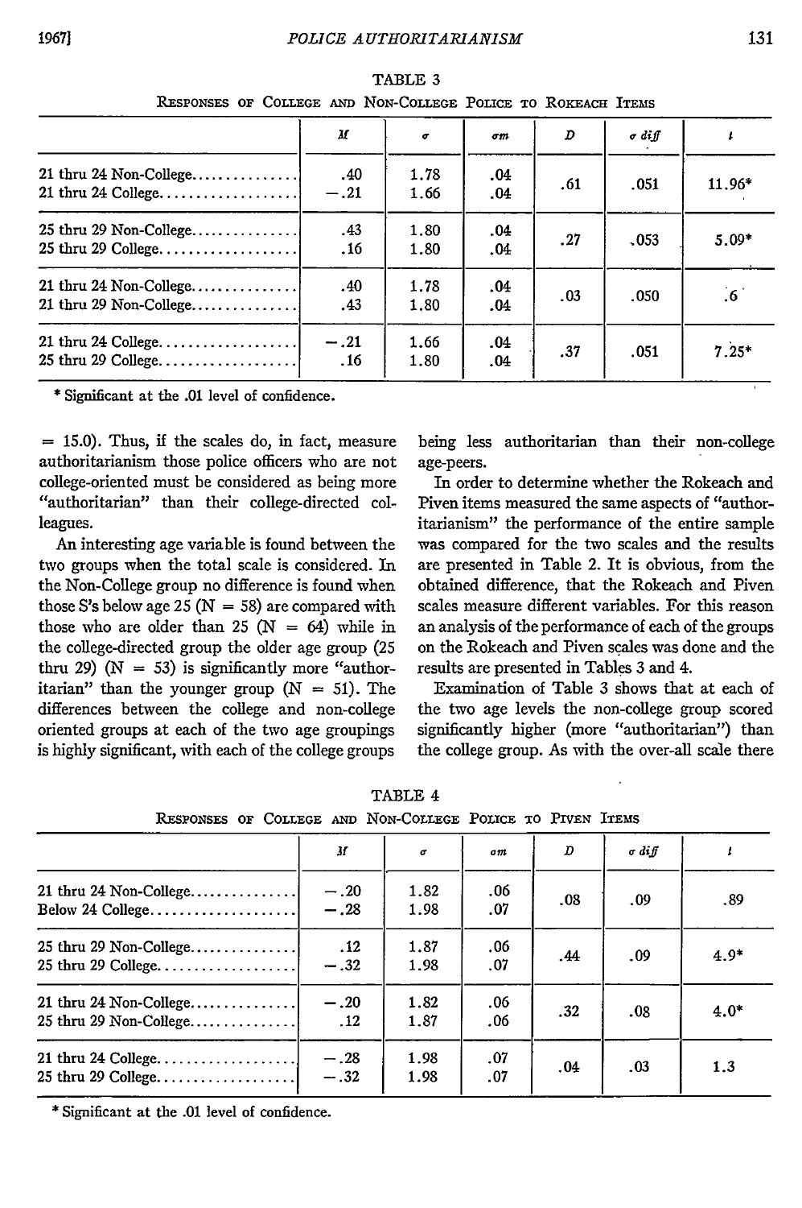TABLE 3

RESPONSES OF COLLEGE AND NON-COLLEGE POLICE TO ROKEACH ITEMS

| | M | σ | σm | D | σ diff | t |
|---|---|---|---|---|---|---|
| 21 thru 24 Non-College | .40 | 1.78 | .04 | .61 | .051 | 11.96* |
| 21 thru 24 College | −.21 | 1.66 | .04 | | | |
| 25 thru 29 Non-College | .43 | 1.80 | .04 | .27 | .053 | 5.09* |
| 25 thru 29 College | .16 | 1.80 | .04 | | | |
| 21 thru 24 Non-College | .40 | 1.78 | .04 | .03 | .050 | .6 |
| 21 thru 29 Non-College | .43 | 1.80 | .04 | | | |
| 21 thru 24 College | −.21 | 1.66 | .04 | .37 | .051 | 7.25* |
| 25 thru 29 College | .16 | 1.80 | .04 | | | |

\* Significant at the .01 level of confidence.

= 15.0). Thus, if the scales do, in fact, measure authoritarianism those police officers who are not college-oriented must be considered as being more "authoritarian" than their college-directed colleagues.

An interesting age variable is found between the two groups when the total scale is considered. In the Non-College group no difference is found when those S's below age 25 (N = 58) are compared with those who are older than 25 (N = 64) while in the college-directed group the older age group (25 thru 29) (N = 53) is significantly more "authoritarian" than the younger group (N = 51). The differences between the college and non-college oriented groups at each of the two age groupings is highly significant, with each of the college groups being less authoritarian than their non-college age-peers.

In order to determine whether the Rokeach and Piven items measured the same aspects of "authoritarianism" the performance of the entire sample was compared for the two scales and the results are presented in Table 2. It is obvious, from the obtained difference, that the Rokeach and Piven scales measure different variables. For this reason an analysis of the performance of each of the groups on the Rokeach and Piven scales was done and the results are presented in Tables 3 and 4.

Examination of Table 3 shows that at each of the two age levels the non-college group scored significantly higher (more "authoritarian") than the college group. As with the over-all scale there

TABLE 4

RESPONSES OF COLLEGE AND NON-COLLEGE POLICE TO PIVEN ITEMS

| | M | σ | σm | D | σ diff | t |
|---|---|---|---|---|---|---|
| 21 thru 24 Non-College | −.20 | 1.82 | .06 | .08 | .09 | .89 |
| Below 24 College | −.28 | 1.98 | .07 | | | |
| 25 thru 29 Non-College | .12 | 1.87 | .06 | .44 | .09 | 4.9* |
| 25 thru 29 College | −.32 | 1.98 | .07 | | | |
| 21 thru 24 Non-College | −.20 | 1.82 | .06 | .32 | .08 | 4.0* |
| 25 thru 29 Non-College | .12 | 1.87 | .06 | | | |
| 21 thru 24 College | −.28 | 1.98 | .07 | .04 | .03 | 1.3 |
| 25 thru 29 College | −.32 | 1.98 | .07 | | | |

\* Significant at the .01 level of confidence.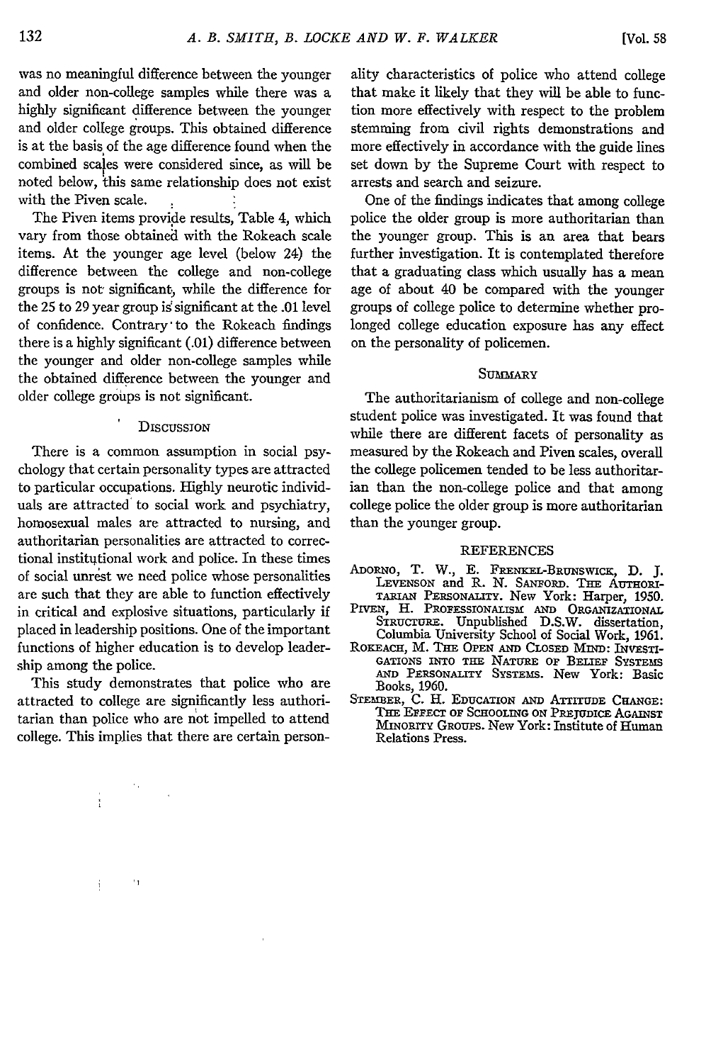was no meaningful difference between the younger and older non-college samples while there was a highly significant difference between the younger and older college groups. This obtained difference is at the basis of the age difference found when the combined scales were considered since, as will be noted below, this same relationship does not exist with the Piven scale.

The Piven items provide results, Table 4, which vary from those obtained with the Rokeach scale items. At the younger age level (below 24) the difference between the college and non-college groups is not significant, while the difference for the 25 to 29 year group is significant at the .01 level of confidence. Contrary to the Rokeach findings there is a highly significant (.01) difference between the younger and older non-college samples while the obtained difference between the younger and older college groups is not significant.

## Discussion

There is a common assumption in social psychology that certain personality types are attracted to particular occupations. Highly neurotic individuals are attracted to social work and psychiatry, homosexual males are attracted to nursing, and authoritarian personalities are attracted to correctional institutional work and police. In these times of social unrest we need police whose personalities are such that they are able to function effectively in critical and explosive situations, particularly if placed in leadership positions. One of the important functions of higher education is to develop leadership among the police.

This study demonstrates that police who are attracted to college are significantly less authoritarian than police who are not impelled to attend college. This implies that there are certain personality characteristics of police who attend college that make it likely that they will be able to function more effectively with respect to the problem stemming from civil rights demonstrations and more effectively in accordance with the guide lines set down by the Supreme Court with respect to arrests and search and seizure.

One of the findings indicates that among college police the older group is more authoritarian than the younger group. This is an area that bears further investigation. It is contemplated therefore that a graduating class which usually has a mean age of about 40 be compared with the younger groups of college police to determine whether prolonged college education exposure has any effect on the personality of policemen.

## Summary

The authoritarianism of college and non-college student police was investigated. It was found that while there are different facets of personality as measured by the Rokeach and Piven scales, overall the college policemen tended to be less authoritarian than the non-college police and that among college police the older group is more authoritarian than the younger group.

## REFERENCES

Adorno, T. W., E. Frenkel-Brunswick, D. J. Levenson and R. N. Sanford. The Authoritarian Personality. New York: Harper, 1950.

Piven, H. Professionalism and Organizational Structure. Unpublished D.S.W. dissertation, Columbia University School of Social Work, 1961.

Rokeach, M. The Open and Closed Mind: Investigations into the Nature of Belief Systems and Personality Systems. New York: Basic Books, 1960.

Stember, C. H. Education and Attitude Change: The Effect of Schooling on Prejudice Against Minority Groups. New York: Institute of Human Relations Press.